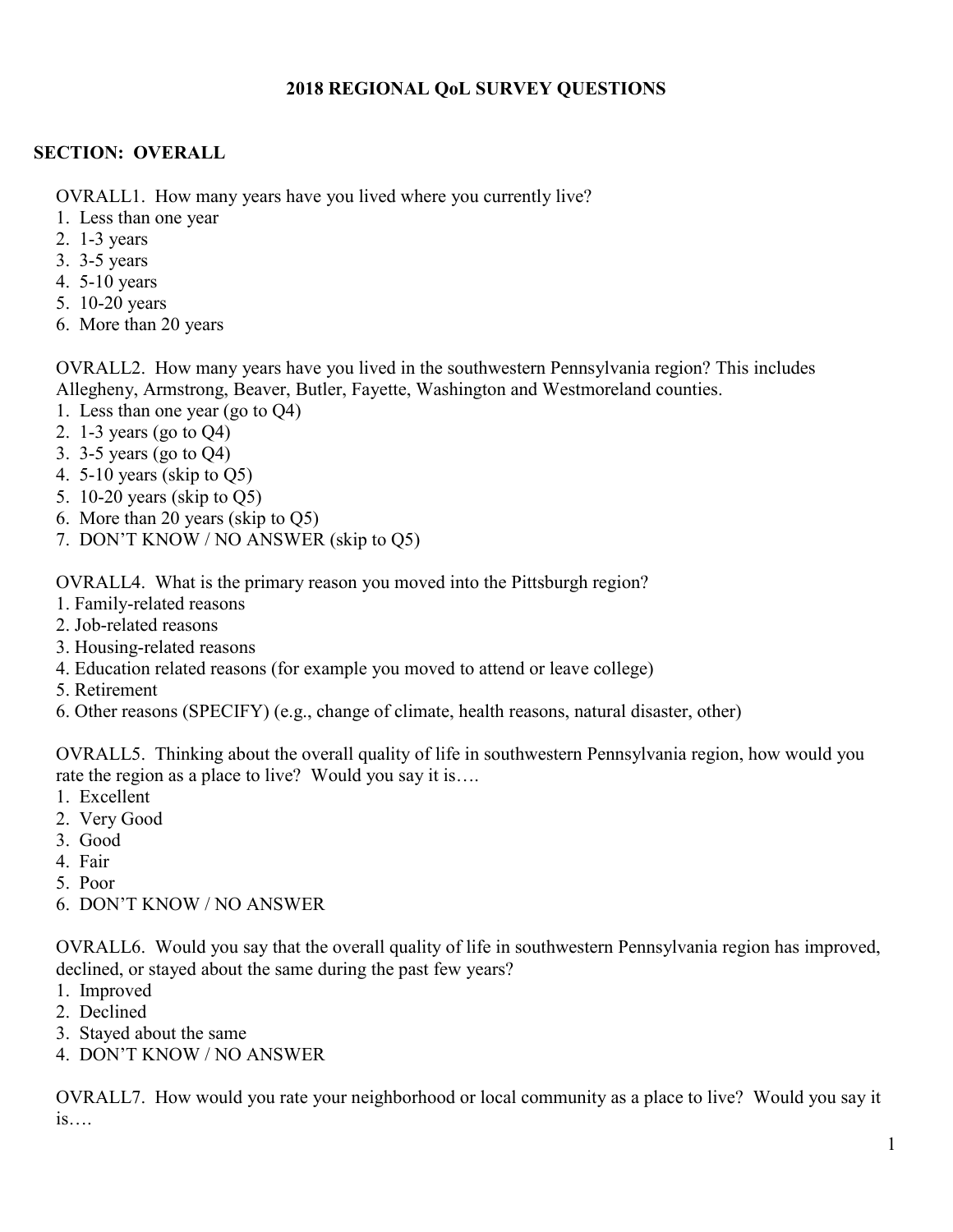# 2018 REGIONAL QoL SURVEY QUESTIONS

## SECTION: OVERALL

OVRALL1. How many years have you lived where you currently live?

1. Less than one year
2. 1-3 years
3. 3-5 years
4. 5-10 years
5. 10-20 years
6. More than 20 years

OVRALL2. How many years have you lived in the southwestern Pennsylvania region? This includes Allegheny, Armstrong, Beaver, Butler, Fayette, Washington and Westmoreland counties.

1. Less than one year (go to Q4)
2. 1-3 years (go to Q4)
3. 3-5 years (go to Q4)
4. 5-10 years (skip to Q5)
5. 10-20 years (skip to Q5)
6. More than 20 years (skip to Q5)
7. DON'T KNOW / NO ANSWER (skip to Q5)

OVRALL4. What is the primary reason you moved into the Pittsburgh region?

1. Family-related reasons
2. Job-related reasons
3. Housing-related reasons
4. Education related reasons (for example you moved to attend or leave college)
5. Retirement
6. Other reasons (SPECIFY) (e.g., change of climate, health reasons, natural disaster, other)

OVRALL5. Thinking about the overall quality of life in southwestern Pennsylvania region, how would you rate the region as a place to live? Would you say it is….

1. Excellent
2. Very Good
3. Good
4. Fair
5. Poor
6. DON'T KNOW / NO ANSWER

OVRALL6. Would you say that the overall quality of life in southwestern Pennsylvania region has improved, declined, or stayed about the same during the past few years?

1. Improved
2. Declined
3. Stayed about the same
4. DON'T KNOW / NO ANSWER

OVRALL7. How would you rate your neighborhood or local community as a place to live? Would you say it is….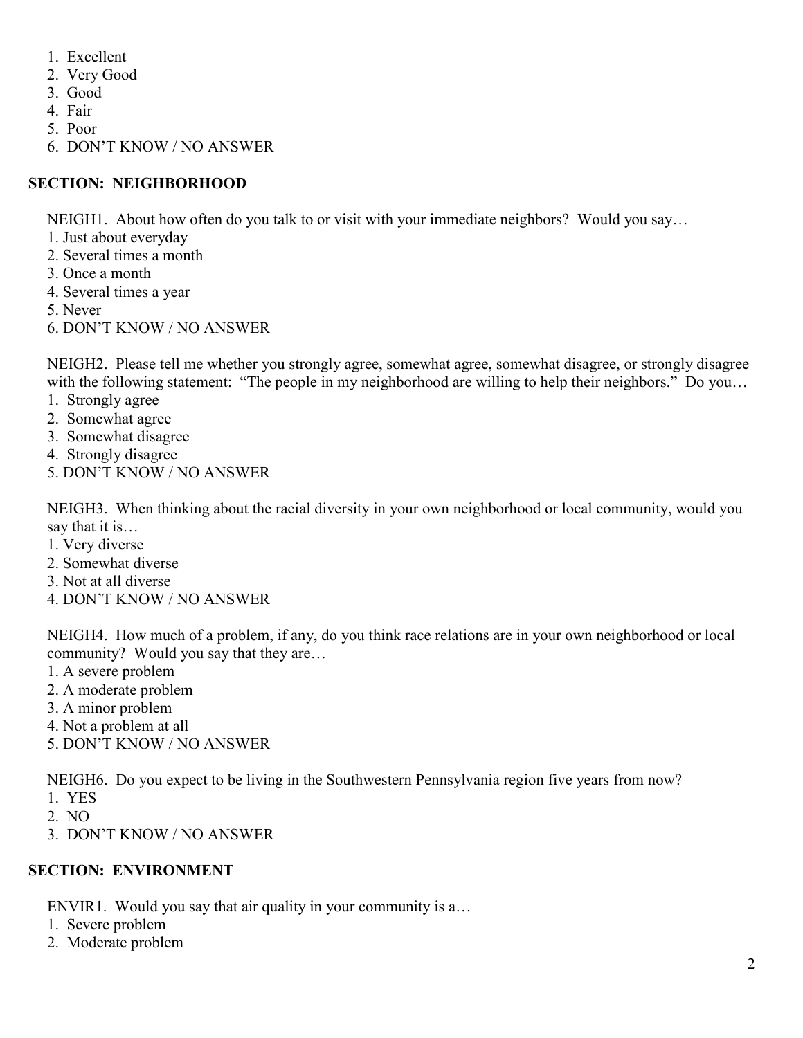1. Excellent
2. Very Good
3. Good
4. Fair
5. Poor
6. DON'T KNOW / NO ANSWER

## SECTION: NEIGHBORHOOD

NEIGH1. About how often do you talk to or visit with your immediate neighbors? Would you say…

1. Just about everyday
2. Several times a month
3. Once a month
4. Several times a year
5. Never
6. DON'T KNOW / NO ANSWER

NEIGH2. Please tell me whether you strongly agree, somewhat agree, somewhat disagree, or strongly disagree with the following statement: "The people in my neighborhood are willing to help their neighbors." Do you…

1. Strongly agree
2. Somewhat agree
3. Somewhat disagree
4. Strongly disagree
5. DON'T KNOW / NO ANSWER

NEIGH3. When thinking about the racial diversity in your own neighborhood or local community, would you say that it is…

1. Very diverse
2. Somewhat diverse
3. Not at all diverse
4. DON'T KNOW / NO ANSWER

NEIGH4. How much of a problem, if any, do you think race relations are in your own neighborhood or local community? Would you say that they are…

1. A severe problem
2. A moderate problem
3. A minor problem
4. Not a problem at all
5. DON'T KNOW / NO ANSWER

NEIGH6. Do you expect to be living in the Southwestern Pennsylvania region five years from now?

1. YES
2. NO
3. DON'T KNOW / NO ANSWER

## SECTION: ENVIRONMENT

ENVIR1. Would you say that air quality in your community is a…

1. Severe problem
2. Moderate problem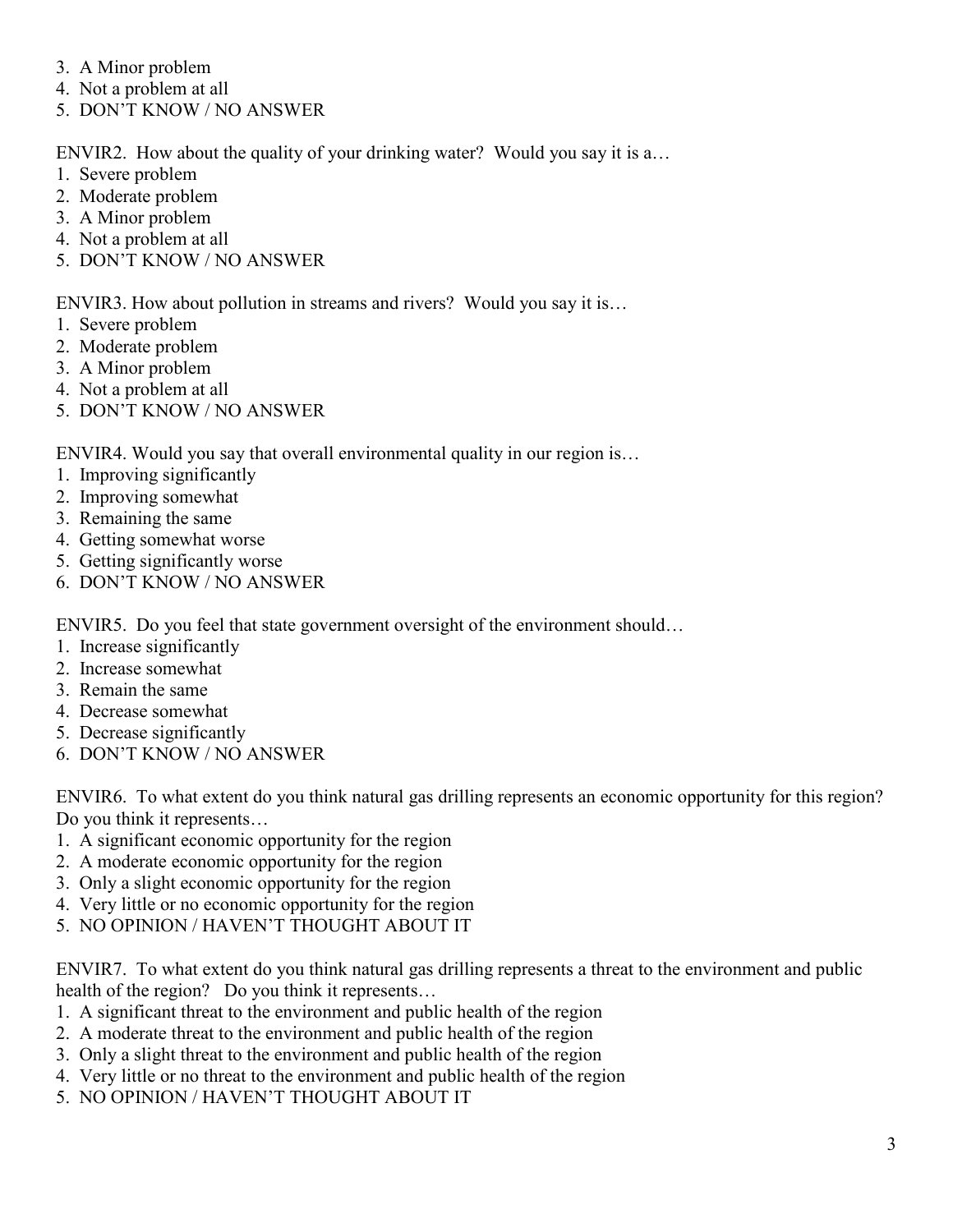3. A Minor problem
4. Not a problem at all
5. DON'T KNOW / NO ANSWER

ENVIR2. How about the quality of your drinking water? Would you say it is a…

1. Severe problem
2. Moderate problem
3. A Minor problem
4. Not a problem at all
5. DON'T KNOW / NO ANSWER

ENVIR3. How about pollution in streams and rivers? Would you say it is…

1. Severe problem
2. Moderate problem
3. A Minor problem
4. Not a problem at all
5. DON'T KNOW / NO ANSWER

ENVIR4. Would you say that overall environmental quality in our region is…

1. Improving significantly
2. Improving somewhat
3. Remaining the same
4. Getting somewhat worse
5. Getting significantly worse
6. DON'T KNOW / NO ANSWER

ENVIR5. Do you feel that state government oversight of the environment should…

1. Increase significantly
2. Increase somewhat
3. Remain the same
4. Decrease somewhat
5. Decrease significantly
6. DON'T KNOW / NO ANSWER

ENVIR6. To what extent do you think natural gas drilling represents an economic opportunity for this region? Do you think it represents…

1. A significant economic opportunity for the region
2. A moderate economic opportunity for the region
3. Only a slight economic opportunity for the region
4. Very little or no economic opportunity for the region
5. NO OPINION / HAVEN'T THOUGHT ABOUT IT

ENVIR7. To what extent do you think natural gas drilling represents a threat to the environment and public health of the region? Do you think it represents…

1. A significant threat to the environment and public health of the region
2. A moderate threat to the environment and public health of the region
3. Only a slight threat to the environment and public health of the region
4. Very little or no threat to the environment and public health of the region
5. NO OPINION / HAVEN'T THOUGHT ABOUT IT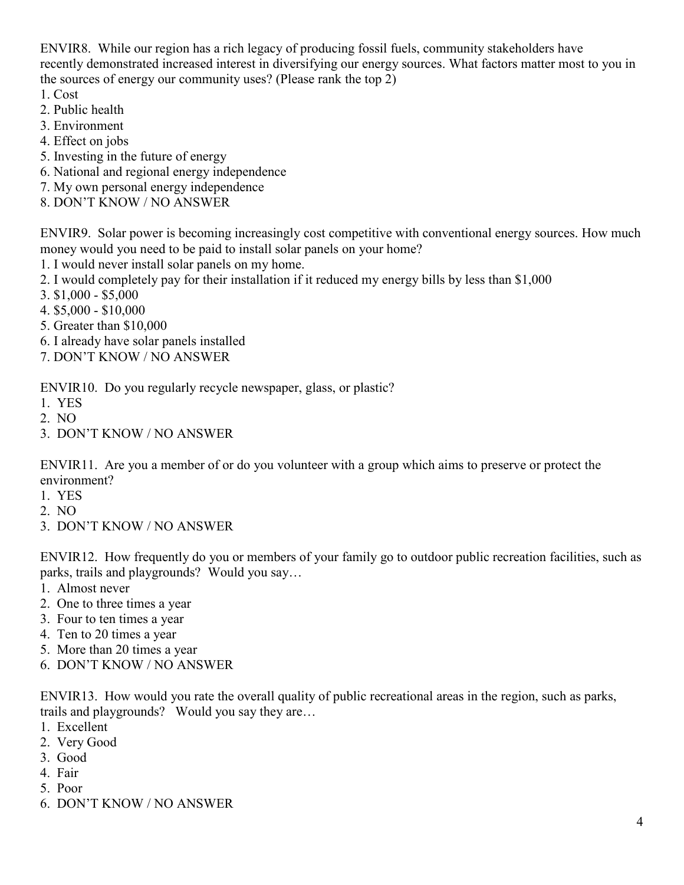ENVIR8. While our region has a rich legacy of producing fossil fuels, community stakeholders have recently demonstrated increased interest in diversifying our energy sources. What factors matter most to you in the sources of energy our community uses? (Please rank the top 2)

1. Cost
2. Public health
3. Environment
4. Effect on jobs
5. Investing in the future of energy
6. National and regional energy independence
7. My own personal energy independence
8. DON'T KNOW / NO ANSWER

ENVIR9. Solar power is becoming increasingly cost competitive with conventional energy sources. How much money would you need to be paid to install solar panels on your home?

1. I would never install solar panels on my home.
2. I would completely pay for their installation if it reduced my energy bills by less than $1,000
3. $1,000 - $5,000
4. $5,000 - $10,000
5. Greater than $10,000
6. I already have solar panels installed
7. DON'T KNOW / NO ANSWER

ENVIR10. Do you regularly recycle newspaper, glass, or plastic?

1. YES
2. NO
3. DON'T KNOW / NO ANSWER

ENVIR11. Are you a member of or do you volunteer with a group which aims to preserve or protect the environment?

1. YES
2. NO
3. DON'T KNOW / NO ANSWER

ENVIR12. How frequently do you or members of your family go to outdoor public recreation facilities, such as parks, trails and playgrounds? Would you say…

1. Almost never
2. One to three times a year
3. Four to ten times a year
4. Ten to 20 times a year
5. More than 20 times a year
6. DON'T KNOW / NO ANSWER

ENVIR13. How would you rate the overall quality of public recreational areas in the region, such as parks, trails and playgrounds? Would you say they are…

1. Excellent
2. Very Good
3. Good
4. Fair
5. Poor
6. DON'T KNOW / NO ANSWER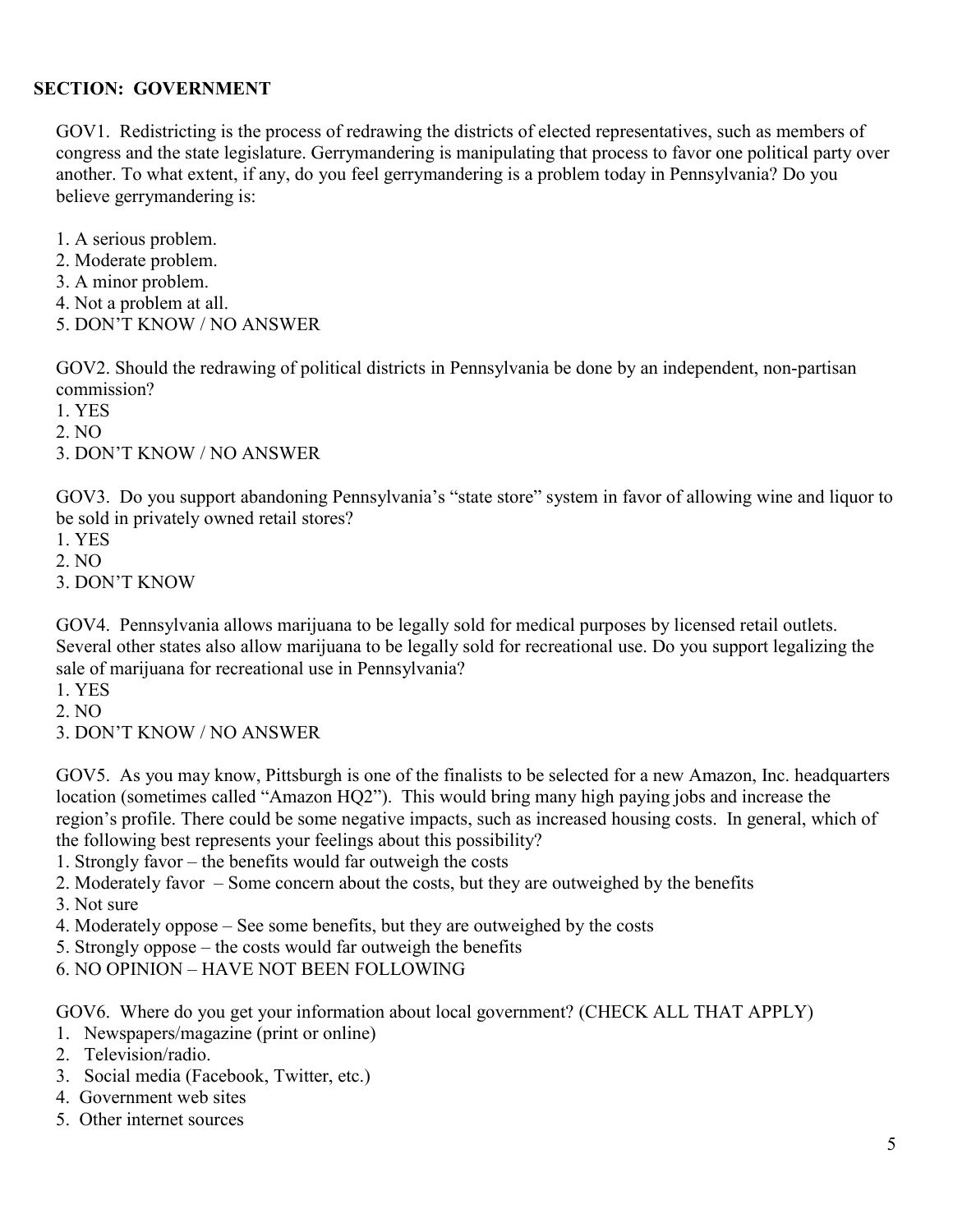**SECTION: GOVERNMENT**

GOV1. Redistricting is the process of redrawing the districts of elected representatives, such as members of congress and the state legislature. Gerrymandering is manipulating that process to favor one political party over another. To what extent, if any, do you feel gerrymandering is a problem today in Pennsylvania? Do you believe gerrymandering is:

1. A serious problem.
2. Moderate problem.
3. A minor problem.
4. Not a problem at all.
5. DON'T KNOW / NO ANSWER

GOV2. Should the redrawing of political districts in Pennsylvania be done by an independent, non-partisan commission?

1. YES
2. NO
3. DON'T KNOW / NO ANSWER

GOV3. Do you support abandoning Pennsylvania's "state store" system in favor of allowing wine and liquor to be sold in privately owned retail stores?

1. YES
2. NO
3. DON'T KNOW

GOV4. Pennsylvania allows marijuana to be legally sold for medical purposes by licensed retail outlets. Several other states also allow marijuana to be legally sold for recreational use. Do you support legalizing the sale of marijuana for recreational use in Pennsylvania?

1. YES
2. NO
3. DON'T KNOW / NO ANSWER

GOV5. As you may know, Pittsburgh is one of the finalists to be selected for a new Amazon, Inc. headquarters location (sometimes called "Amazon HQ2"). This would bring many high paying jobs and increase the region's profile. There could be some negative impacts, such as increased housing costs. In general, which of the following best represents your feelings about this possibility?

1. Strongly favor – the benefits would far outweigh the costs
2. Moderately favor – Some concern about the costs, but they are outweighed by the benefits
3. Not sure
4. Moderately oppose – See some benefits, but they are outweighed by the costs
5. Strongly oppose – the costs would far outweigh the benefits
6. NO OPINION – HAVE NOT BEEN FOLLOWING

GOV6. Where do you get your information about local government? (CHECK ALL THAT APPLY)

1. Newspapers/magazine (print or online)
2. Television/radio.
3. Social media (Facebook, Twitter, etc.)
4. Government web sites
5. Other internet sources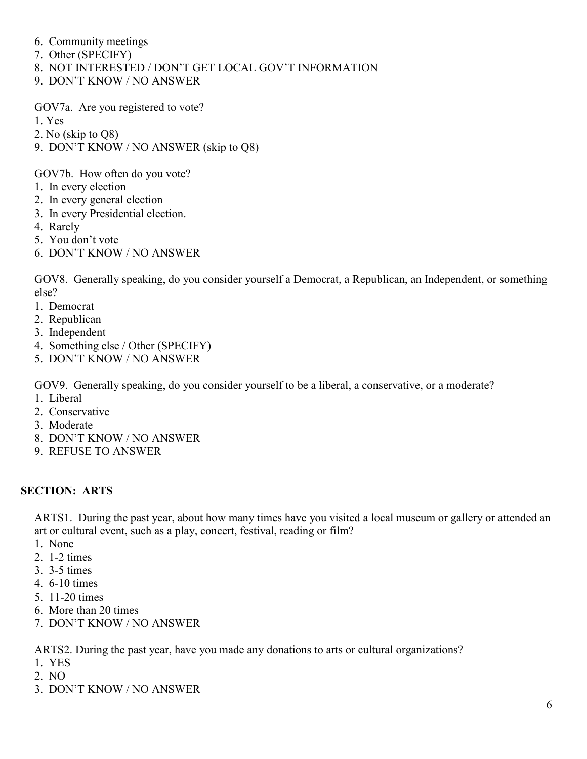6. Community meetings
7. Other (SPECIFY)
8. NOT INTERESTED / DON'T GET LOCAL GOV'T INFORMATION
9. DON'T KNOW / NO ANSWER

GOV7a. Are you registered to vote?

1. Yes
2. No (skip to Q8)
9. DON'T KNOW / NO ANSWER (skip to Q8)

GOV7b. How often do you vote?

1. In every election
2. In every general election
3. In every Presidential election.
4. Rarely
5. You don't vote
6. DON'T KNOW / NO ANSWER

GOV8. Generally speaking, do you consider yourself a Democrat, a Republican, an Independent, or something else?

1. Democrat
2. Republican
3. Independent
4. Something else / Other (SPECIFY)
5. DON'T KNOW / NO ANSWER

GOV9. Generally speaking, do you consider yourself to be a liberal, a conservative, or a moderate?

1. Liberal
2. Conservative
3. Moderate
8. DON'T KNOW / NO ANSWER
9. REFUSE TO ANSWER

## SECTION: ARTS

ARTS1. During the past year, about how many times have you visited a local museum or gallery or attended an art or cultural event, such as a play, concert, festival, reading or film?

1. None
2. 1-2 times
3. 3-5 times
4. 6-10 times
5. 11-20 times
6. More than 20 times
7. DON'T KNOW / NO ANSWER

ARTS2. During the past year, have you made any donations to arts or cultural organizations?

1. YES
2. NO
3. DON'T KNOW / NO ANSWER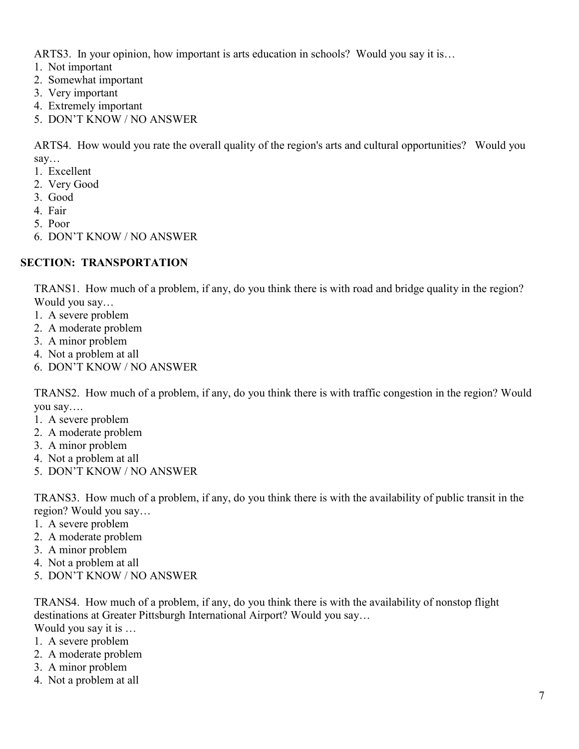ARTS3. In your opinion, how important is arts education in schools? Would you say it is…

1. Not important
2. Somewhat important
3. Very important
4. Extremely important
5. DON'T KNOW / NO ANSWER

ARTS4. How would you rate the overall quality of the region's arts and cultural opportunities? Would you say…

1. Excellent
2. Very Good
3. Good
4. Fair
5. Poor
6. DON'T KNOW / NO ANSWER

## SECTION: TRANSPORTATION

TRANS1. How much of a problem, if any, do you think there is with road and bridge quality in the region? Would you say…

1. A severe problem
2. A moderate problem
3. A minor problem
4. Not a problem at all
6. DON'T KNOW / NO ANSWER

TRANS2. How much of a problem, if any, do you think there is with traffic congestion in the region? Would you say….

1. A severe problem
2. A moderate problem
3. A minor problem
4. Not a problem at all
5. DON'T KNOW / NO ANSWER

TRANS3. How much of a problem, if any, do you think there is with the availability of public transit in the region? Would you say…

1. A severe problem
2. A moderate problem
3. A minor problem
4. Not a problem at all
5. DON'T KNOW / NO ANSWER

TRANS4. How much of a problem, if any, do you think there is with the availability of nonstop flight destinations at Greater Pittsburgh International Airport? Would you say…
Would you say it is …

1. A severe problem
2. A moderate problem
3. A minor problem
4. Not a problem at all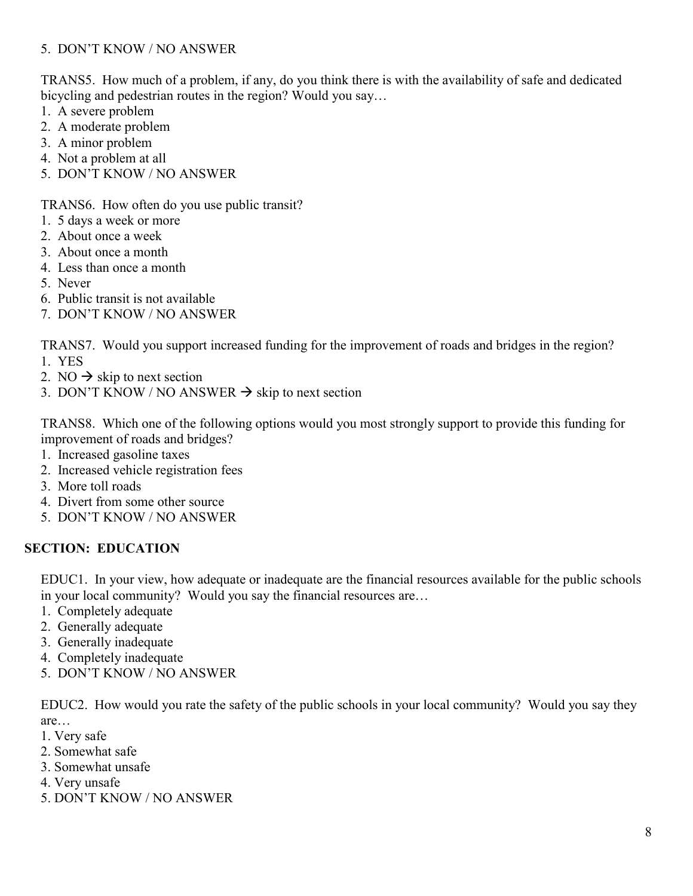5. DON'T KNOW / NO ANSWER

TRANS5. How much of a problem, if any, do you think there is with the availability of safe and dedicated bicycling and pedestrian routes in the region? Would you say…
1. A severe problem
2. A moderate problem
3. A minor problem
4. Not a problem at all
5. DON'T KNOW / NO ANSWER

TRANS6. How often do you use public transit?
1. 5 days a week or more
2. About once a week
3. About once a month
4. Less than once a month
5. Never
6. Public transit is not available
7. DON'T KNOW / NO ANSWER

TRANS7. Would you support increased funding for the improvement of roads and bridges in the region?
1. YES
2. NO → skip to next section
3. DON'T KNOW / NO ANSWER → skip to next section

TRANS8. Which one of the following options would you most strongly support to provide this funding for improvement of roads and bridges?
1. Increased gasoline taxes
2. Increased vehicle registration fees
3. More toll roads
4. Divert from some other source
5. DON'T KNOW / NO ANSWER

## SECTION: EDUCATION

EDUC1. In your view, how adequate or inadequate are the financial resources available for the public schools in your local community? Would you say the financial resources are…
1. Completely adequate
2. Generally adequate
3. Generally inadequate
4. Completely inadequate
5. DON'T KNOW / NO ANSWER

EDUC2. How would you rate the safety of the public schools in your local community? Would you say they are…
1. Very safe
2. Somewhat safe
3. Somewhat unsafe
4. Very unsafe
5. DON'T KNOW / NO ANSWER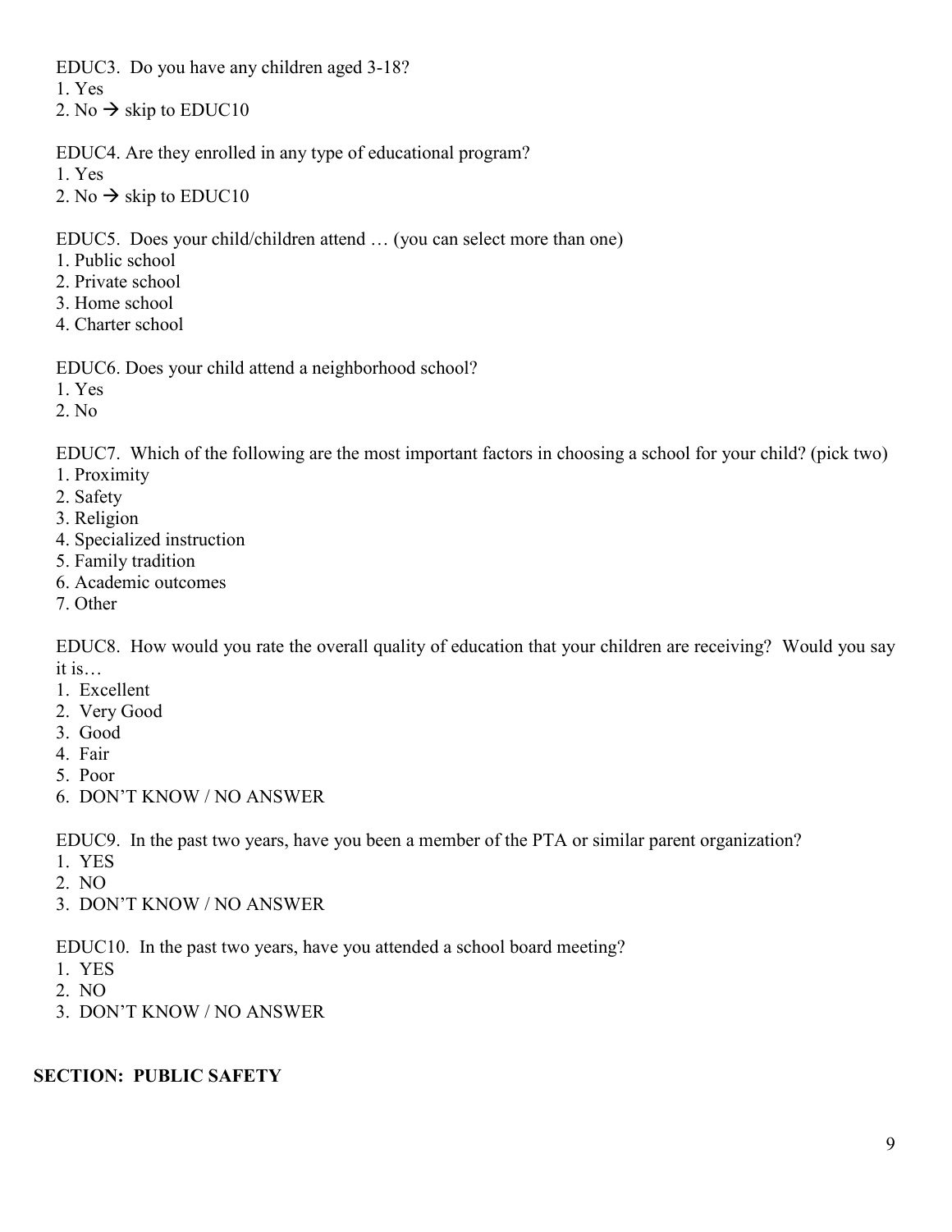EDUC3. Do you have any children aged 3-18?
1. Yes
2. No → skip to EDUC10

EDUC4. Are they enrolled in any type of educational program?
1. Yes
2. No → skip to EDUC10

EDUC5. Does your child/children attend … (you can select more than one)
1. Public school
2. Private school
3. Home school
4. Charter school

EDUC6. Does your child attend a neighborhood school?
1. Yes
2. No

EDUC7. Which of the following are the most important factors in choosing a school for your child? (pick two)
1. Proximity
2. Safety
3. Religion
4. Specialized instruction
5. Family tradition
6. Academic outcomes
7. Other

EDUC8. How would you rate the overall quality of education that your children are receiving? Would you say it is…
1. Excellent
2. Very Good
3. Good
4. Fair
5. Poor
6. DON'T KNOW / NO ANSWER

EDUC9. In the past two years, have you been a member of the PTA or similar parent organization?
1. YES
2. NO
3. DON'T KNOW / NO ANSWER

EDUC10. In the past two years, have you attended a school board meeting?
1. YES
2. NO
3. DON'T KNOW / NO ANSWER

## SECTION: PUBLIC SAFETY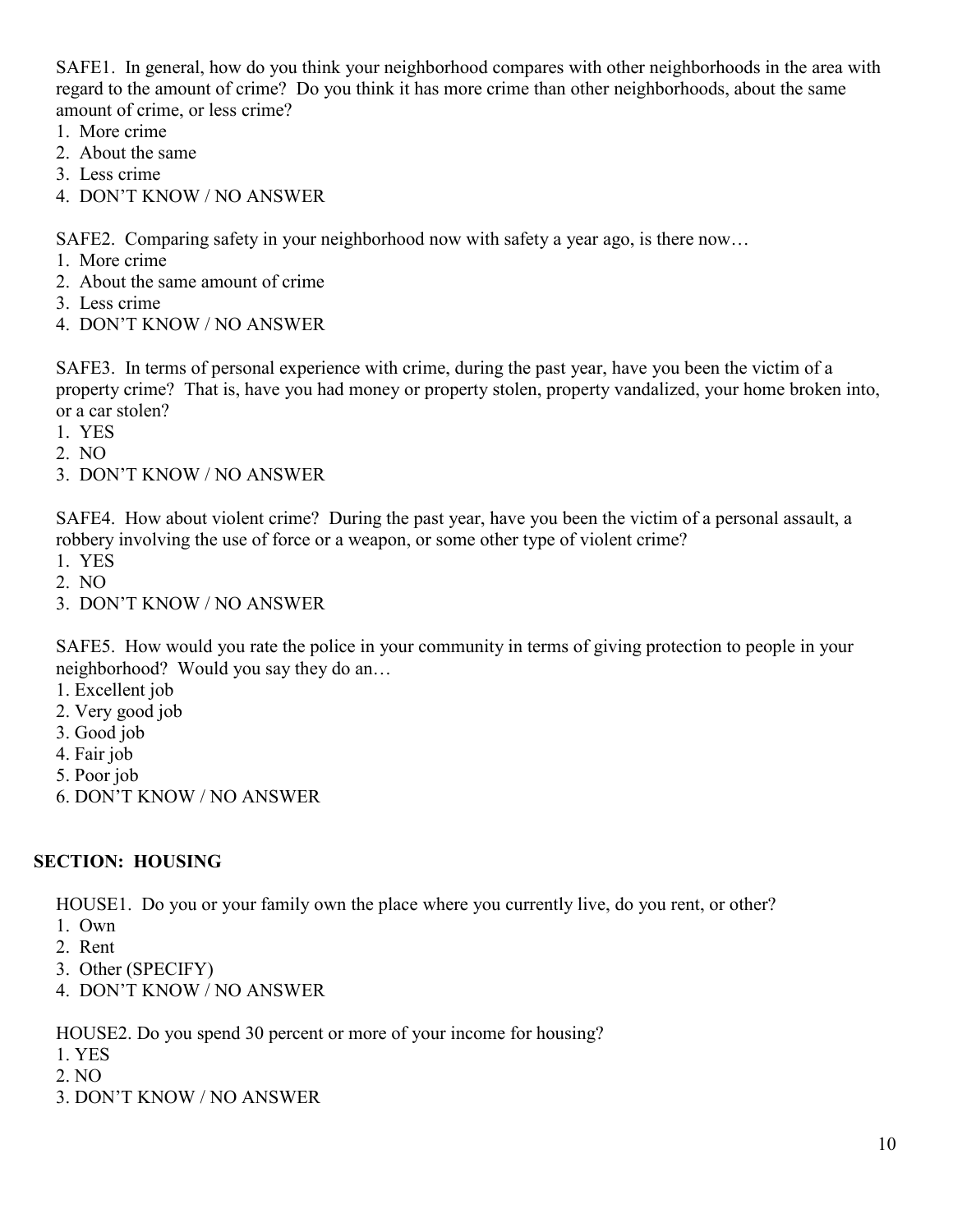SAFE1. In general, how do you think your neighborhood compares with other neighborhoods in the area with regard to the amount of crime? Do you think it has more crime than other neighborhoods, about the same amount of crime, or less crime?

1. More crime
2. About the same
3. Less crime
4. DON'T KNOW / NO ANSWER

SAFE2. Comparing safety in your neighborhood now with safety a year ago, is there now…

1. More crime
2. About the same amount of crime
3. Less crime
4. DON'T KNOW / NO ANSWER

SAFE3. In terms of personal experience with crime, during the past year, have you been the victim of a property crime? That is, have you had money or property stolen, property vandalized, your home broken into, or a car stolen?

1. YES
2. NO
3. DON'T KNOW / NO ANSWER

SAFE4. How about violent crime? During the past year, have you been the victim of a personal assault, a robbery involving the use of force or a weapon, or some other type of violent crime?

1. YES
2. NO
3. DON'T KNOW / NO ANSWER

SAFE5. How would you rate the police in your community in terms of giving protection to people in your neighborhood? Would you say they do an…

1. Excellent job
2. Very good job
3. Good job
4. Fair job
5. Poor job
6. DON'T KNOW / NO ANSWER

## SECTION: HOUSING

HOUSE1. Do you or your family own the place where you currently live, do you rent, or other?

1. Own
2. Rent
3. Other (SPECIFY)
4. DON'T KNOW / NO ANSWER

HOUSE2. Do you spend 30 percent or more of your income for housing?

1. YES
2. NO
3. DON'T KNOW / NO ANSWER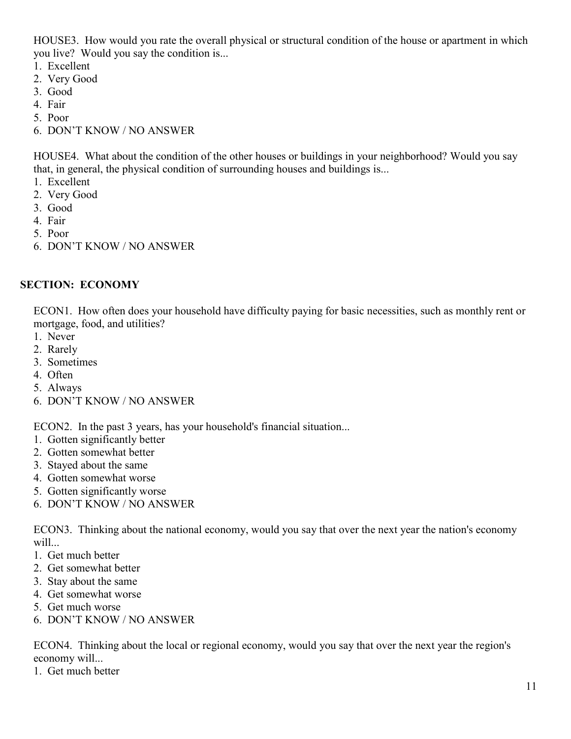HOUSE3. How would you rate the overall physical or structural condition of the house or apartment in which you live? Would you say the condition is...

1. Excellent
2. Very Good
3. Good
4. Fair
5. Poor
6. DON'T KNOW / NO ANSWER

HOUSE4. What about the condition of the other houses or buildings in your neighborhood? Would you say that, in general, the physical condition of surrounding houses and buildings is...

1. Excellent
2. Very Good
3. Good
4. Fair
5. Poor
6. DON'T KNOW / NO ANSWER

## SECTION: ECONOMY

ECON1. How often does your household have difficulty paying for basic necessities, such as monthly rent or mortgage, food, and utilities?

1. Never
2. Rarely
3. Sometimes
4. Often
5. Always
6. DON'T KNOW / NO ANSWER

ECON2. In the past 3 years, has your household's financial situation...

1. Gotten significantly better
2. Gotten somewhat better
3. Stayed about the same
4. Gotten somewhat worse
5. Gotten significantly worse
6. DON'T KNOW / NO ANSWER

ECON3. Thinking about the national economy, would you say that over the next year the nation's economy will...

1. Get much better
2. Get somewhat better
3. Stay about the same
4. Get somewhat worse
5. Get much worse
6. DON'T KNOW / NO ANSWER

ECON4. Thinking about the local or regional economy, would you say that over the next year the region's economy will...

1. Get much better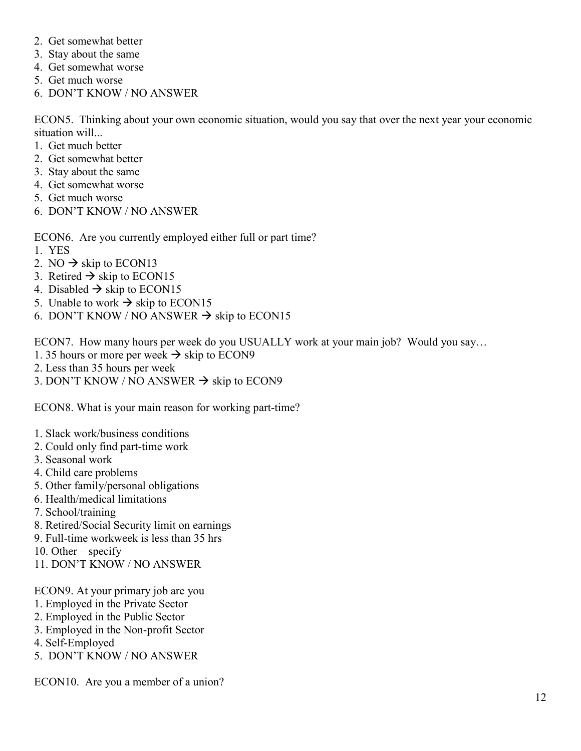2. Get somewhat better
3. Stay about the same
4. Get somewhat worse
5. Get much worse
6. DON'T KNOW / NO ANSWER

ECON5. Thinking about your own economic situation, would you say that over the next year your economic situation will...

1. Get much better
2. Get somewhat better
3. Stay about the same
4. Get somewhat worse
5. Get much worse
6. DON'T KNOW / NO ANSWER

ECON6. Are you currently employed either full or part time?

1. YES
2. NO → skip to ECON13
3. Retired → skip to ECON15
4. Disabled → skip to ECON15
5. Unable to work → skip to ECON15
6. DON'T KNOW / NO ANSWER → skip to ECON15

ECON7. How many hours per week do you USUALLY work at your main job? Would you say…

1. 35 hours or more per week → skip to ECON9
2. Less than 35 hours per week
3. DON'T KNOW / NO ANSWER → skip to ECON9

ECON8. What is your main reason for working part-time?

1. Slack work/business conditions
2. Could only find part-time work
3. Seasonal work
4. Child care problems
5. Other family/personal obligations
6. Health/medical limitations
7. School/training
8. Retired/Social Security limit on earnings
9. Full-time workweek is less than 35 hrs
10. Other – specify
11. DON'T KNOW / NO ANSWER

ECON9. At your primary job are you

1. Employed in the Private Sector
2. Employed in the Public Sector
3. Employed in the Non-profit Sector
4. Self-Employed
5. DON'T KNOW / NO ANSWER

ECON10. Are you a member of a union?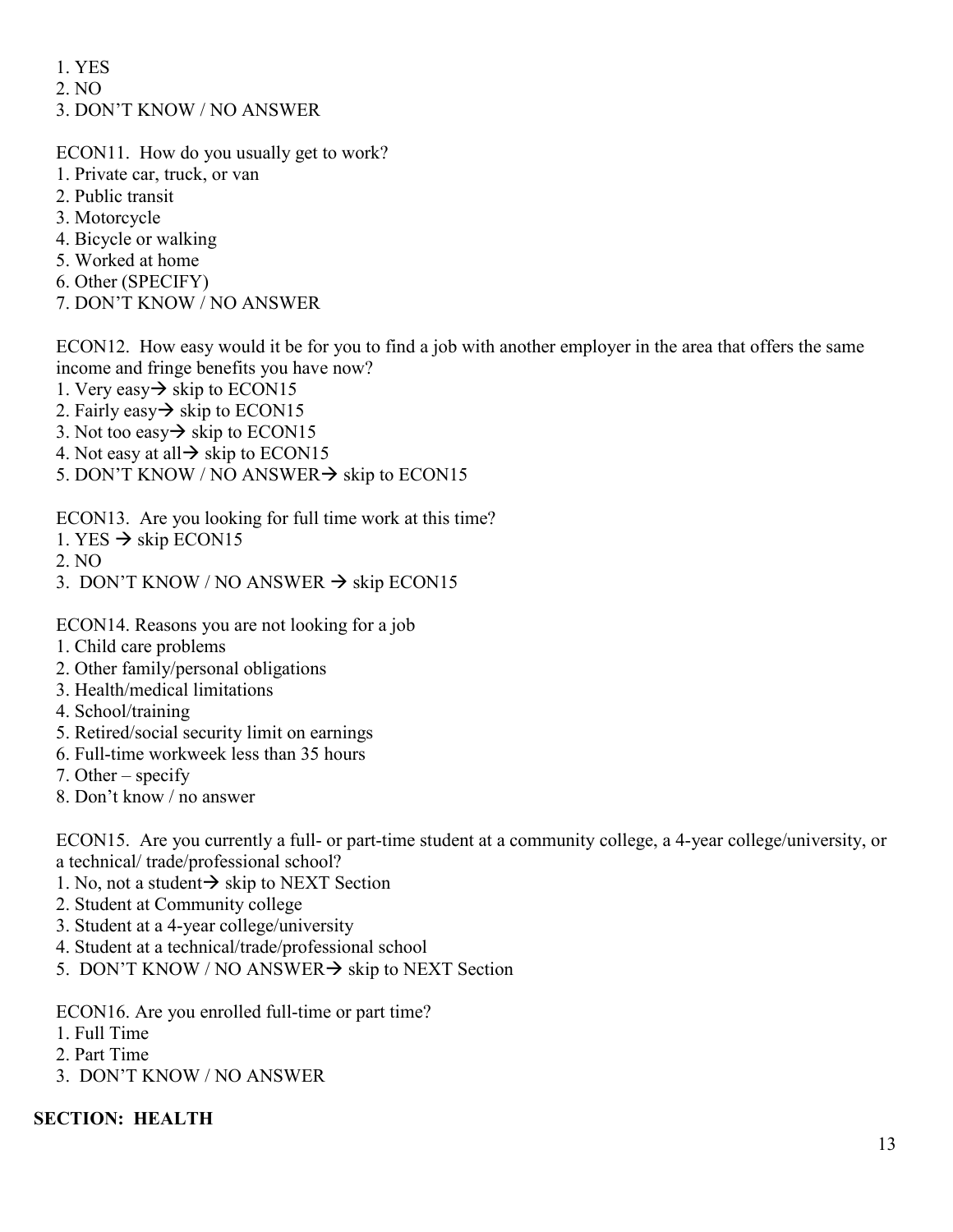1. YES
2. NO
3. DON'T KNOW / NO ANSWER

ECON11. How do you usually get to work?
1. Private car, truck, or van
2. Public transit
3. Motorcycle
4. Bicycle or walking
5. Worked at home
6. Other (SPECIFY)
7. DON'T KNOW / NO ANSWER

ECON12. How easy would it be for you to find a job with another employer in the area that offers the same income and fringe benefits you have now?
1. Very easy→ skip to ECON15
2. Fairly easy→ skip to ECON15
3. Not too easy→ skip to ECON15
4. Not easy at all→ skip to ECON15
5. DON'T KNOW / NO ANSWER→ skip to ECON15

ECON13. Are you looking for full time work at this time?
1. YES → skip ECON15
2. NO
3. DON'T KNOW / NO ANSWER → skip ECON15

ECON14. Reasons you are not looking for a job
1. Child care problems
2. Other family/personal obligations
3. Health/medical limitations
4. School/training
5. Retired/social security limit on earnings
6. Full-time workweek less than 35 hours
7. Other – specify
8. Don't know / no answer

ECON15. Are you currently a full- or part-time student at a community college, a 4-year college/university, or a technical/ trade/professional school?
1. No, not a student→ skip to NEXT Section
2. Student at Community college
3. Student at a 4-year college/university
4. Student at a technical/trade/professional school
5. DON'T KNOW / NO ANSWER→ skip to NEXT Section

ECON16. Are you enrolled full-time or part time?
1. Full Time
2. Part Time
3. DON'T KNOW / NO ANSWER

## SECTION: HEALTH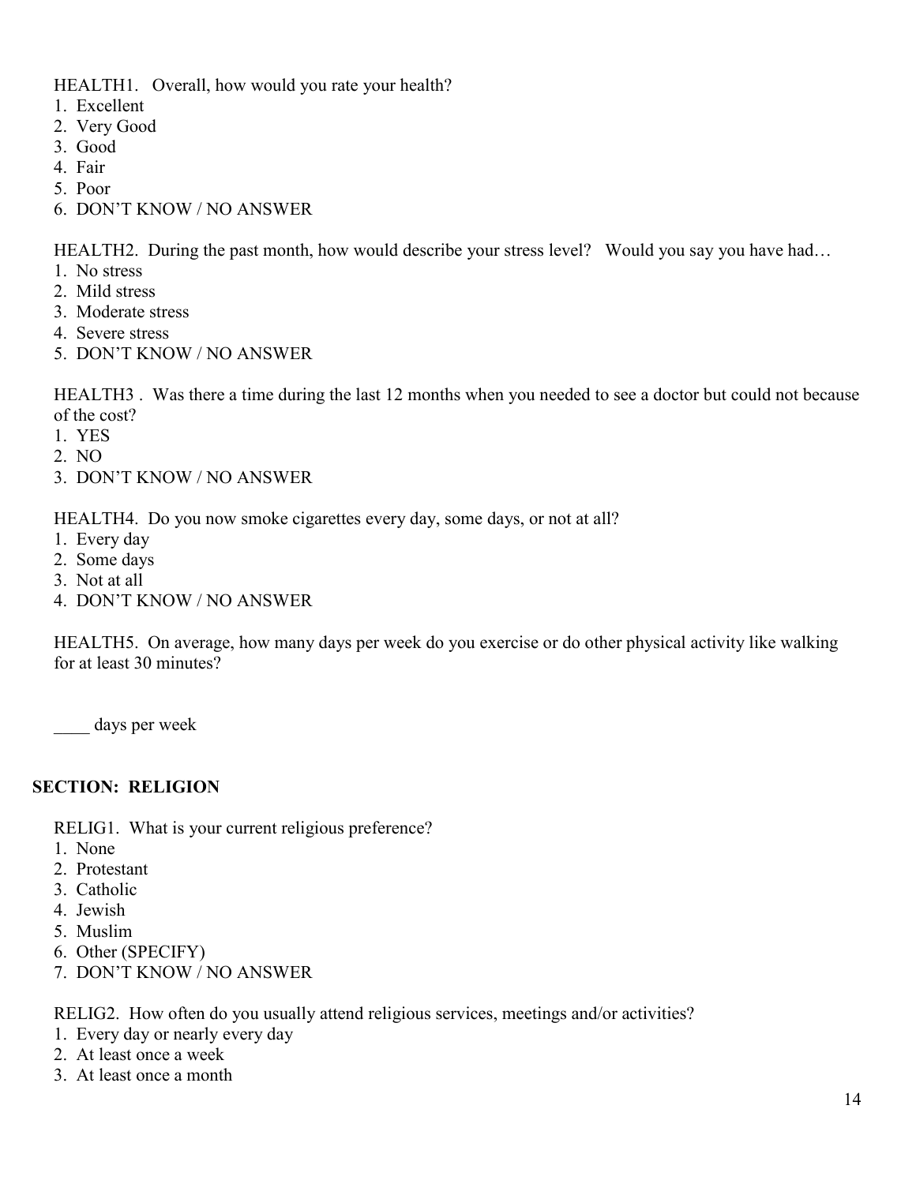HEALTH1. Overall, how would you rate your health?

1. Excellent
2. Very Good
3. Good
4. Fair
5. Poor
6. DON'T KNOW / NO ANSWER

HEALTH2. During the past month, how would describe your stress level? Would you say you have had…

1. No stress
2. Mild stress
3. Moderate stress
4. Severe stress
5. DON'T KNOW / NO ANSWER

HEALTH3 . Was there a time during the last 12 months when you needed to see a doctor but could not because of the cost?

1. YES
2. NO
3. DON'T KNOW / NO ANSWER

HEALTH4. Do you now smoke cigarettes every day, some days, or not at all?

1. Every day
2. Some days
3. Not at all
4. DON'T KNOW / NO ANSWER

HEALTH5. On average, how many days per week do you exercise or do other physical activity like walking for at least 30 minutes?

____ days per week

## SECTION: RELIGION

RELIG1. What is your current religious preference?

1. None
2. Protestant
3. Catholic
4. Jewish
5. Muslim
6. Other (SPECIFY)
7. DON'T KNOW / NO ANSWER

RELIG2. How often do you usually attend religious services, meetings and/or activities?

1. Every day or nearly every day
2. At least once a week
3. At least once a month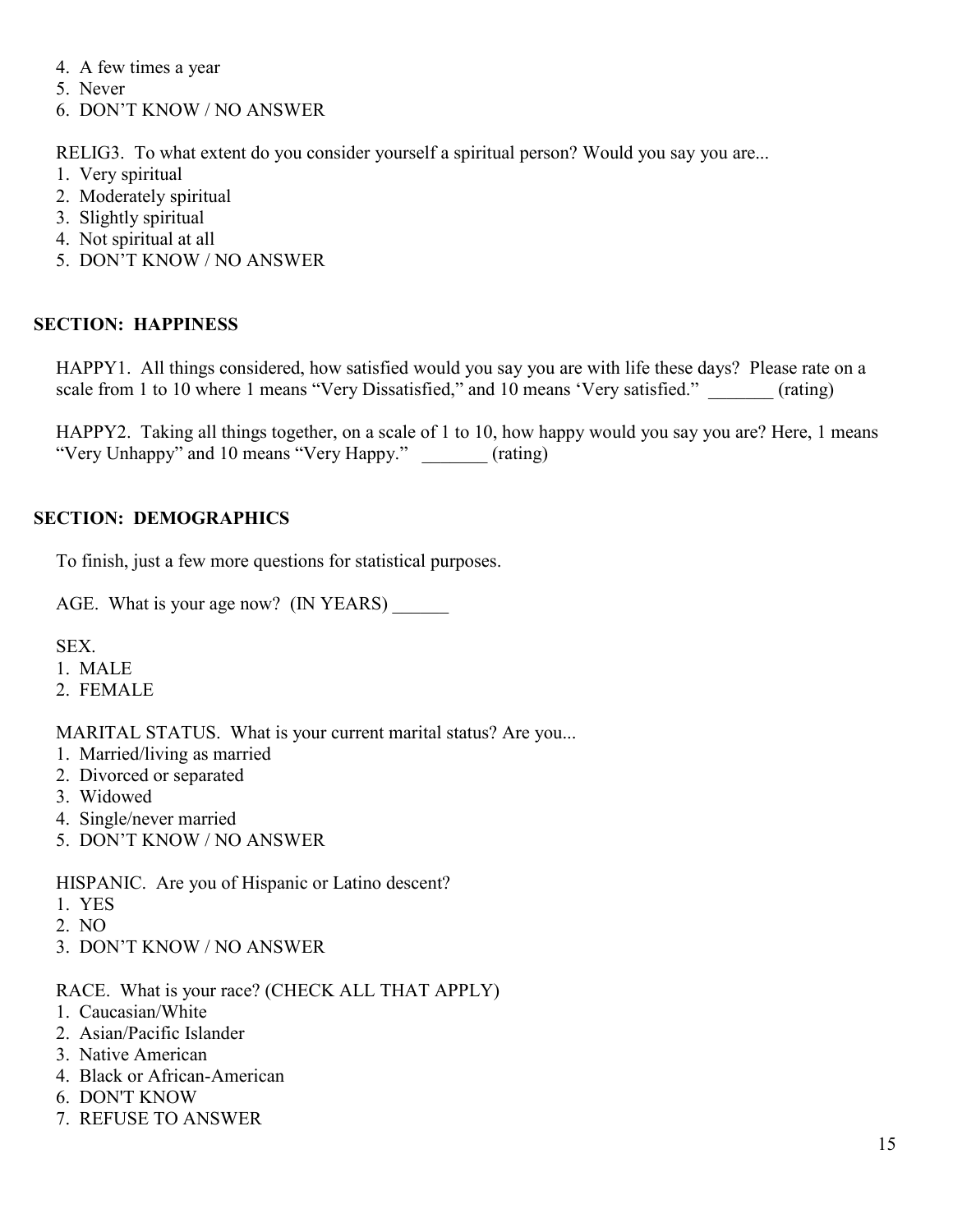4. A few times a year
5. Never
6. DON'T KNOW / NO ANSWER

RELIG3. To what extent do you consider yourself a spiritual person? Would you say you are...

1. Very spiritual
2. Moderately spiritual
3. Slightly spiritual
4. Not spiritual at all
5. DON'T KNOW / NO ANSWER

## SECTION: HAPPINESS

HAPPY1. All things considered, how satisfied would you say you are with life these days? Please rate on a scale from 1 to 10 where 1 means "Very Dissatisfied," and 10 means 'Very satisfied." _______ (rating)

HAPPY2. Taking all things together, on a scale of 1 to 10, how happy would you say you are? Here, 1 means "Very Unhappy" and 10 means "Very Happy." _______ (rating)

## SECTION: DEMOGRAPHICS

To finish, just a few more questions for statistical purposes.

AGE. What is your age now? (IN YEARS) ______

SEX.

1. MALE
2. FEMALE

MARITAL STATUS. What is your current marital status? Are you...

1. Married/living as married
2. Divorced or separated
3. Widowed
4. Single/never married
5. DON'T KNOW / NO ANSWER

HISPANIC. Are you of Hispanic or Latino descent?

1. YES
2. NO
3. DON'T KNOW / NO ANSWER

RACE. What is your race? (CHECK ALL THAT APPLY)

1. Caucasian/White
2. Asian/Pacific Islander
3. Native American
4. Black or African-American
6. DON'T KNOW
7. REFUSE TO ANSWER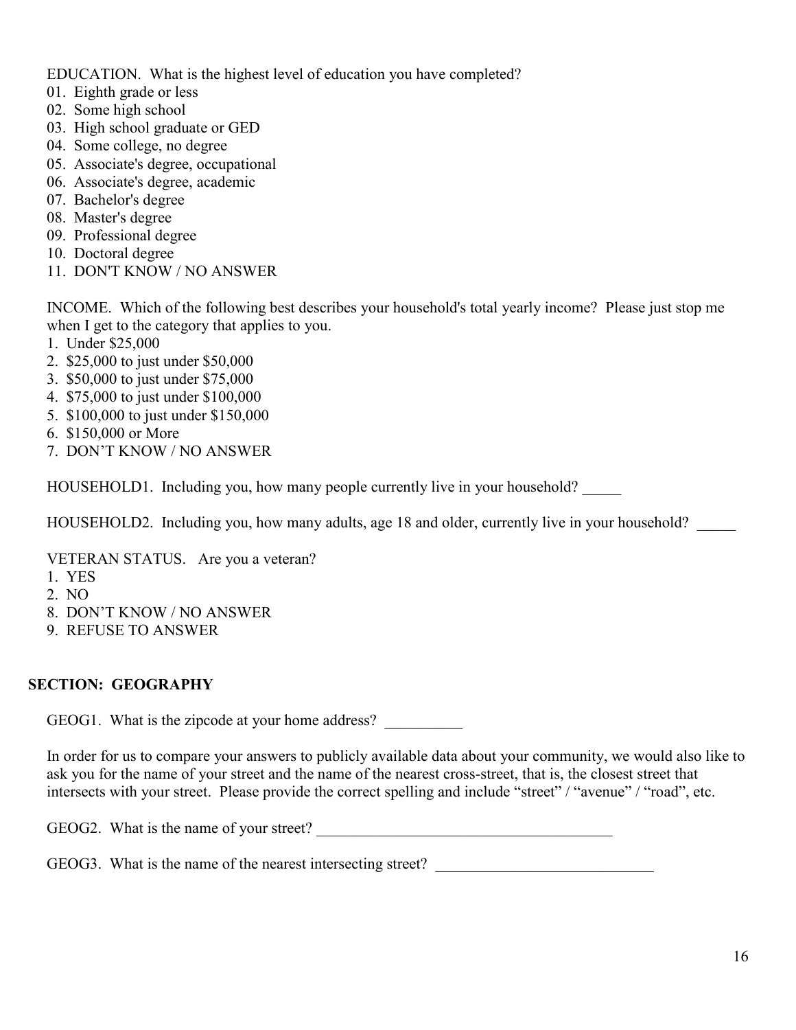EDUCATION. What is the highest level of education you have completed?

01. Eighth grade or less
02. Some high school
03. High school graduate or GED
04. Some college, no degree
05. Associate's degree, occupational
06. Associate's degree, academic
07. Bachelor's degree
08. Master's degree
09. Professional degree
10. Doctoral degree
11. DON'T KNOW / NO ANSWER

INCOME. Which of the following best describes your household's total yearly income? Please just stop me when I get to the category that applies to you.

1. Under $25,000
2. $25,000 to just under $50,000
3. $50,000 to just under $75,000
4. $75,000 to just under $100,000
5. $100,000 to just under $150,000
6. $150,000 or More
7. DON'T KNOW / NO ANSWER

HOUSEHOLD1. Including you, how many people currently live in your household? _____

HOUSEHOLD2. Including you, how many adults, age 18 and older, currently live in your household? _____

VETERAN STATUS. Are you a veteran?

1. YES
2. NO
8. DON'T KNOW / NO ANSWER
9. REFUSE TO ANSWER

## SECTION: GEOGRAPHY

GEOG1. What is the zipcode at your home address? __________

In order for us to compare your answers to publicly available data about your community, we would also like to ask you for the name of your street and the name of the nearest cross-street, that is, the closest street that intersects with your street. Please provide the correct spelling and include "street" / "avenue" / "road", etc.

GEOG2. What is the name of your street? ______________________________________

GEOG3. What is the name of the nearest intersecting street? ____________________________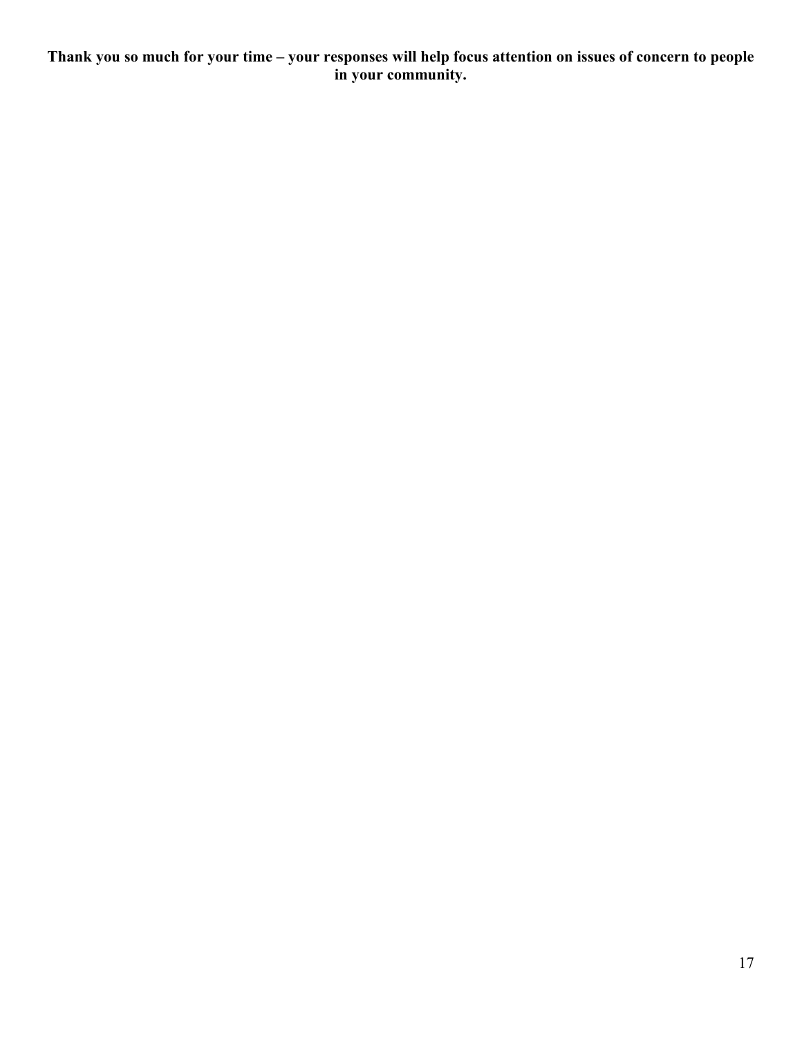**Thank you so much for your time – your responses will help focus attention on issues of concern to people in your community.**